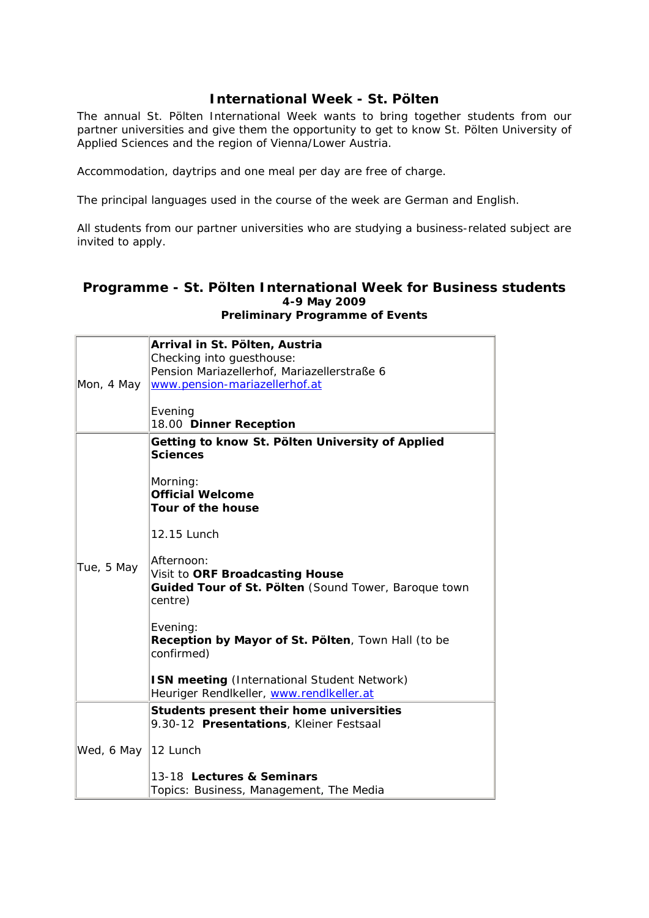# International Week - St. Pölten

The annual St. Pölten International Week wants to bring together students from our partner universities and give them the opportunity to get to know St. Pölten University of Applied Sciences and the region of Vienna/Lower Austria.

Accommodation, daytrips and one meal per day are free of charge.

The principal languages used in the course of the week are German and English.

All students from our partner universities who are studying a business-related subject are invited to apply.

## Programme - St. Pölten International Week for Business students

**4-9 May 2009**

**Preliminary Programme of Events**

| | |
|---|---|
| Mon, 4 May | **Arrival in St. Pölten, Austria**<br>Checking into guesthouse:<br>Pension Mariazellerhof, Mariazellerstraße 6<br>www.pension-mariazellerhof.at<br><br>Evening<br>18.00 **Dinner Reception** |
| Tue, 5 May | **Getting to know St. Pölten University of Applied Sciences**<br><br>Morning:<br>**Official Welcome**<br>**Tour of the house**<br><br>12.15 Lunch<br><br>Afternoon:<br>Visit to **ORF Broadcasting House**<br>**Guided Tour of St. Pölten** (Sound Tower, Baroque town centre)<br><br>Evening:<br>**Reception by Mayor of St. Pölten**, Town Hall (to be confirmed)<br><br>**ISN meeting** (International Student Network)<br>Heuriger Rendlkeller, www.rendlkeller.at |
| Wed, 6 May | **Students present their home universities**<br>9.30-12 **Presentations**, Kleiner Festsaal<br><br>12 Lunch<br><br>13-18 **Lectures & Seminars**<br>Topics: Business, Management, The Media |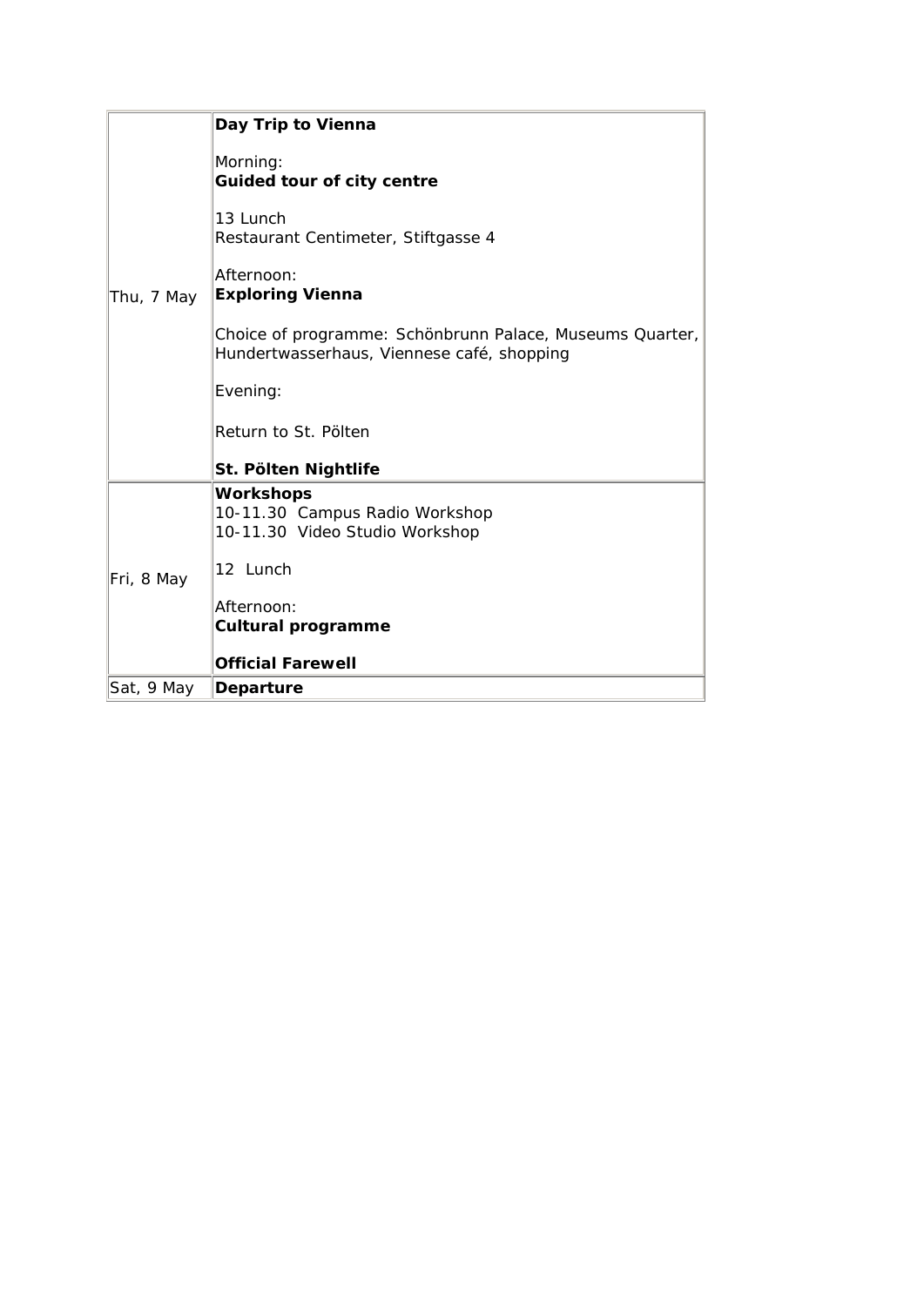| | |
|---|---|
| Thu, 7 May | **Day Trip to Vienna**<br><br>Morning:<br>**Guided tour of city centre**<br><br>13 Lunch<br>Restaurant Centimeter, Stiftgasse 4<br><br>Afternoon:<br>**Exploring Vienna**<br><br>Choice of programme: Schönbrunn Palace, Museums Quarter, Hundertwasserhaus, Viennese café, shopping<br><br>Evening:<br><br>Return to St. Pölten<br><br>**St. Pölten Nightlife** |
| Fri, 8 May | **Workshops**<br>10-11.30 Campus Radio Workshop<br>10-11.30 Video Studio Workshop<br><br>12 Lunch<br><br>Afternoon:<br>**Cultural programme**<br><br>**Official Farewell** |
| Sat, 9 May | **Departure** |